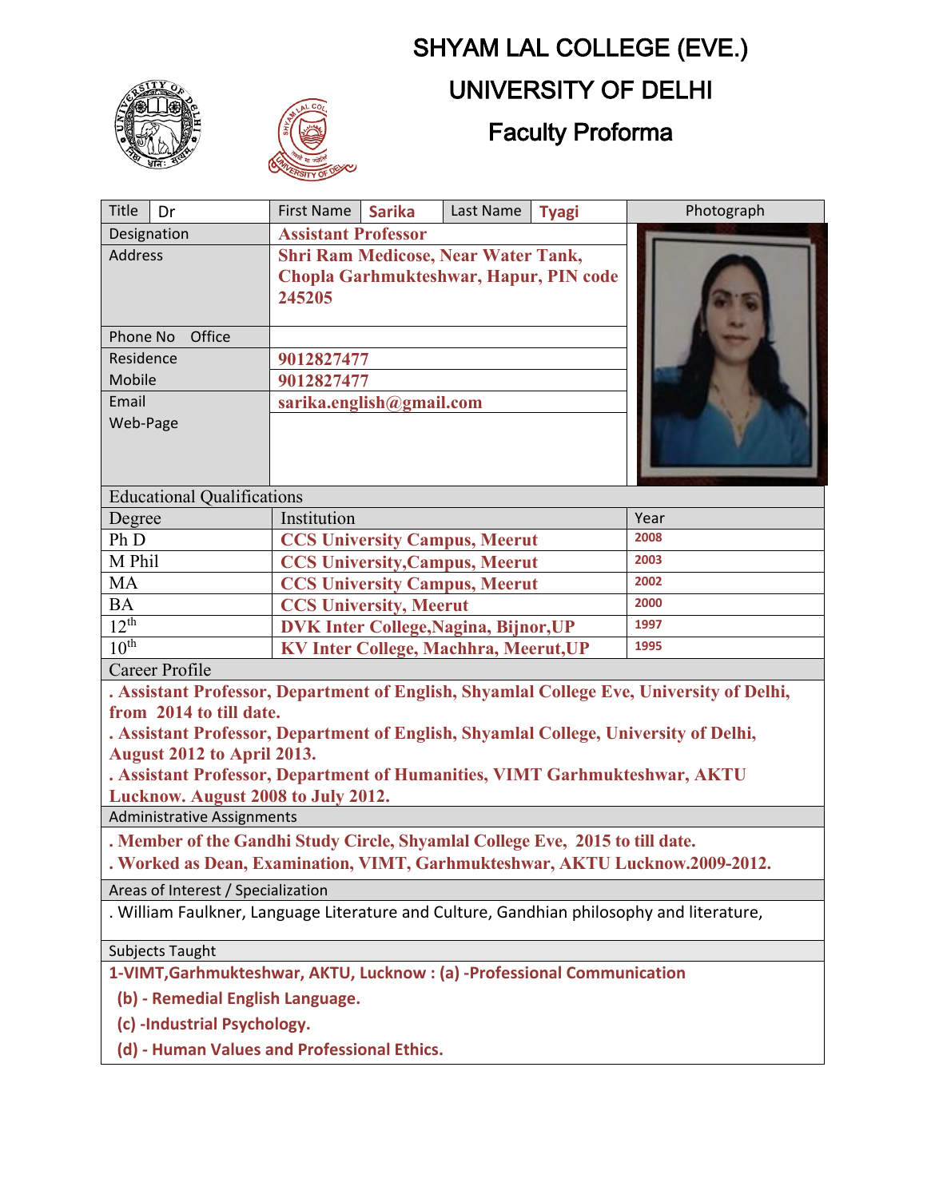# SHYAM LAL COLLEGE (EVE.)

# UNIVERSITY OF DELHI

## Faculty Proforma

| Title | Dr | First Name | Sarika | Last Name | Tyagi | Photograph |
|---|---|---|---|---|---|---|
| Designation | | Assistant Professor | | | | |
| Address | | Shri Ram Medicose, Near Water Tank, Chopla Garhmukteshwar, Hapur, PIN code 245205 | | | | |
| Phone No Office | | | | | | |
| Residence | | 9012827477 | | | | |
| Mobile | | 9012827477 | | | | |
| Email | | sarika.english@gmail.com | | | | |
| Web-Page | | | | | | |

### Educational Qualifications

| Degree | Institution | Year |
|---|---|---|
| Ph D | CCS University Campus, Meerut | 2008 |
| M Phil | CCS University,Campus, Meerut | 2003 |
| MA | CCS University Campus, Meerut | 2002 |
| BA | CCS University, Meerut | 2000 |
| 12th | DVK Inter College,Nagina, Bijnor,UP | 1997 |
| 10th | KV Inter College, Machhra, Meerut,UP | 1995 |

### Career Profile

. Assistant Professor, Department of English, Shyamlal College Eve, University of Delhi, from 2014 to till date.
. Assistant Professor, Department of English, Shyamlal College, University of Delhi, August 2012 to April 2013.
. Assistant Professor, Department of Humanities, VIMT Garhmukteshwar, AKTU Lucknow. August 2008 to July 2012.

### Administrative Assignments

. Member of the Gandhi Study Circle, Shyamlal College Eve, 2015 to till date.
. Worked as Dean, Examination, VIMT, Garhmukteshwar, AKTU Lucknow.2009-2012.

### Areas of Interest / Specialization

. William Faulkner, Language Literature and Culture, Gandhian philosophy and literature,

### Subjects Taught

1-VIMT,Garhmukteshwar, AKTU, Lucknow : (a) -Professional Communication

(b) - Remedial English Language.

(c) -Industrial Psychology.

(d) - Human Values and Professional Ethics.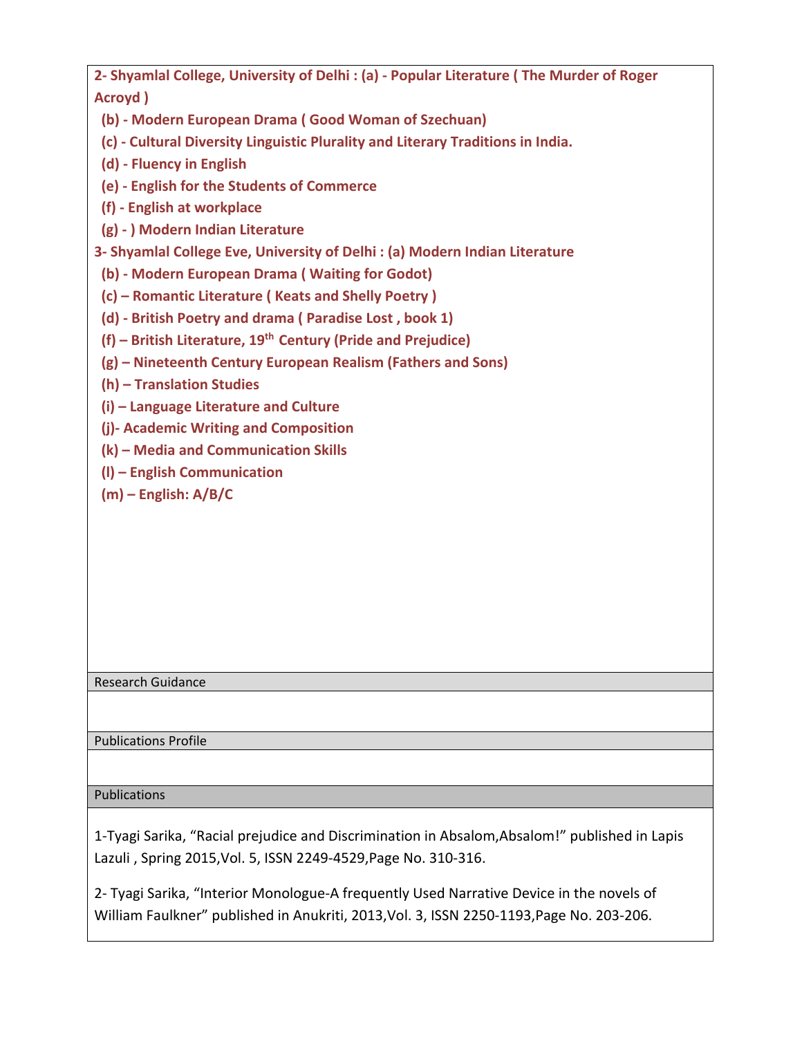**2- Shyamlal College, University of Delhi : (a) - Popular Literature ( The Murder of Roger Acroyd )**

**(b) - Modern European Drama ( Good Woman of Szechuan)**

**(c) - Cultural Diversity Linguistic Plurality and Literary Traditions in India.**

**(d) - Fluency in English**

**(e) - English for the Students of Commerce**

**(f) - English at workplace**

**(g) - ) Modern Indian Literature**

**3- Shyamlal College Eve, University of Delhi : (a) Modern Indian Literature**

**(b) - Modern European Drama ( Waiting for Godot)**

**(c) – Romantic Literature ( Keats and Shelly Poetry )**

**(d) - British Poetry and drama ( Paradise Lost , book 1)**

**(f) – British Literature, 19th Century (Pride and Prejudice)**

**(g) – Nineteenth Century European Realism (Fathers and Sons)**

**(h) – Translation Studies**

**(i) – Language Literature and Culture**

**(j)- Academic Writing and Composition**

**(k) – Media and Communication Skills**

**(l) – English Communication**

**(m) – English: A/B/C**

## Research Guidance

## Publications Profile

## Publications

1-Tyagi Sarika, "Racial prejudice and Discrimination in Absalom,Absalom!" published in Lapis Lazuli , Spring 2015,Vol. 5, ISSN 2249-4529,Page No. 310-316.

2- Tyagi Sarika, "Interior Monologue-A frequently Used Narrative Device in the novels of William Faulkner" published in Anukriti, 2013,Vol. 3, ISSN 2250-1193,Page No. 203-206.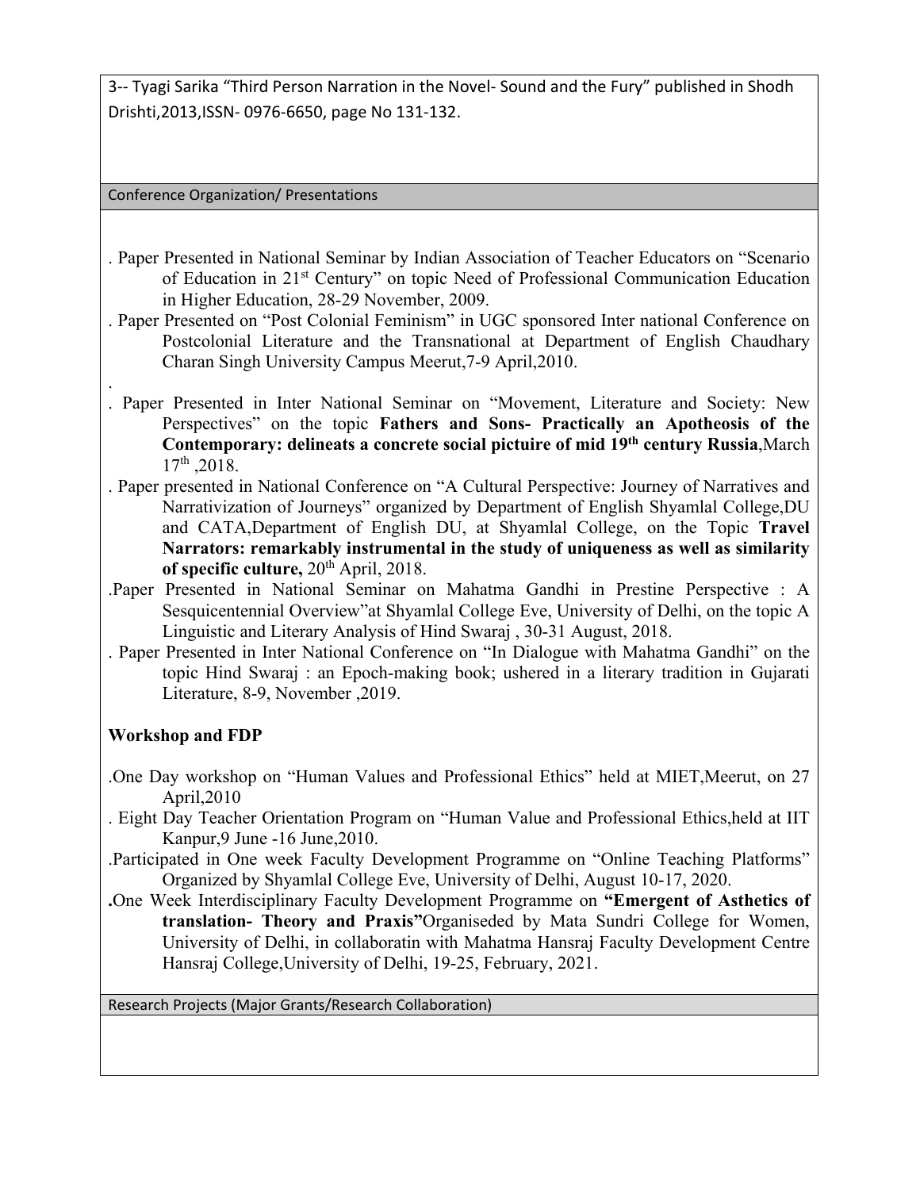3-- Tyagi Sarika "Third Person Narration in the Novel- Sound and the Fury" published in Shodh Drishti,2013,ISSN- 0976-6650, page No 131-132.

## Conference Organization/ Presentations

. Paper Presented in National Seminar by Indian Association of Teacher Educators on "Scenario of Education in 21st Century" on topic Need of Professional Communication Education in Higher Education, 28-29 November, 2009.

. Paper Presented on "Post Colonial Feminism" in UGC sponsored Inter national Conference on Postcolonial Literature and the Transnational at Department of English Chaudhary Charan Singh University Campus Meerut,7-9 April,2010.

.

. Paper Presented in Inter National Seminar on "Movement, Literature and Society: New Perspectives" on the topic **Fathers and Sons- Practically an Apotheosis of the Contemporary: delineats a concrete social pictuire of mid 19th century Russia**,March 17th ,2018.

. Paper presented in National Conference on "A Cultural Perspective: Journey of Narratives and Narrativization of Journeys" organized by Department of English Shyamlal College,DU and CATA,Department of English DU, at Shyamlal College, on the Topic **Travel Narrators: remarkably instrumental in the study of uniqueness as well as similarity of specific culture,** 20th April, 2018.

.Paper Presented in National Seminar on Mahatma Gandhi in Prestine Perspective : A Sesquicentennial Overview"at Shyamlal College Eve, University of Delhi, on the topic A Linguistic and Literary Analysis of Hind Swaraj , 30-31 August, 2018.

. Paper Presented in Inter National Conference on "In Dialogue with Mahatma Gandhi" on the topic Hind Swaraj : an Epoch-making book; ushered in a literary tradition in Gujarati Literature, 8-9, November ,2019.

### Workshop and FDP

.One Day workshop on "Human Values and Professional Ethics" held at MIET,Meerut, on 27 April,2010

. Eight Day Teacher Orientation Program on "Human Value and Professional Ethics,held at IIT Kanpur,9 June -16 June,2010.

.Participated in One week Faculty Development Programme on "Online Teaching Platforms" Organized by Shyamlal College Eve, University of Delhi, August 10-17, 2020.

**.**One Week Interdisciplinary Faculty Development Programme on **"Emergent of Asthetics of translation- Theory and Praxis"**Organiseded by Mata Sundri College for Women, University of Delhi, in collaboratin with Mahatma Hansraj Faculty Development Centre Hansraj College,University of Delhi, 19-25, February, 2021.

## Research Projects (Major Grants/Research Collaboration)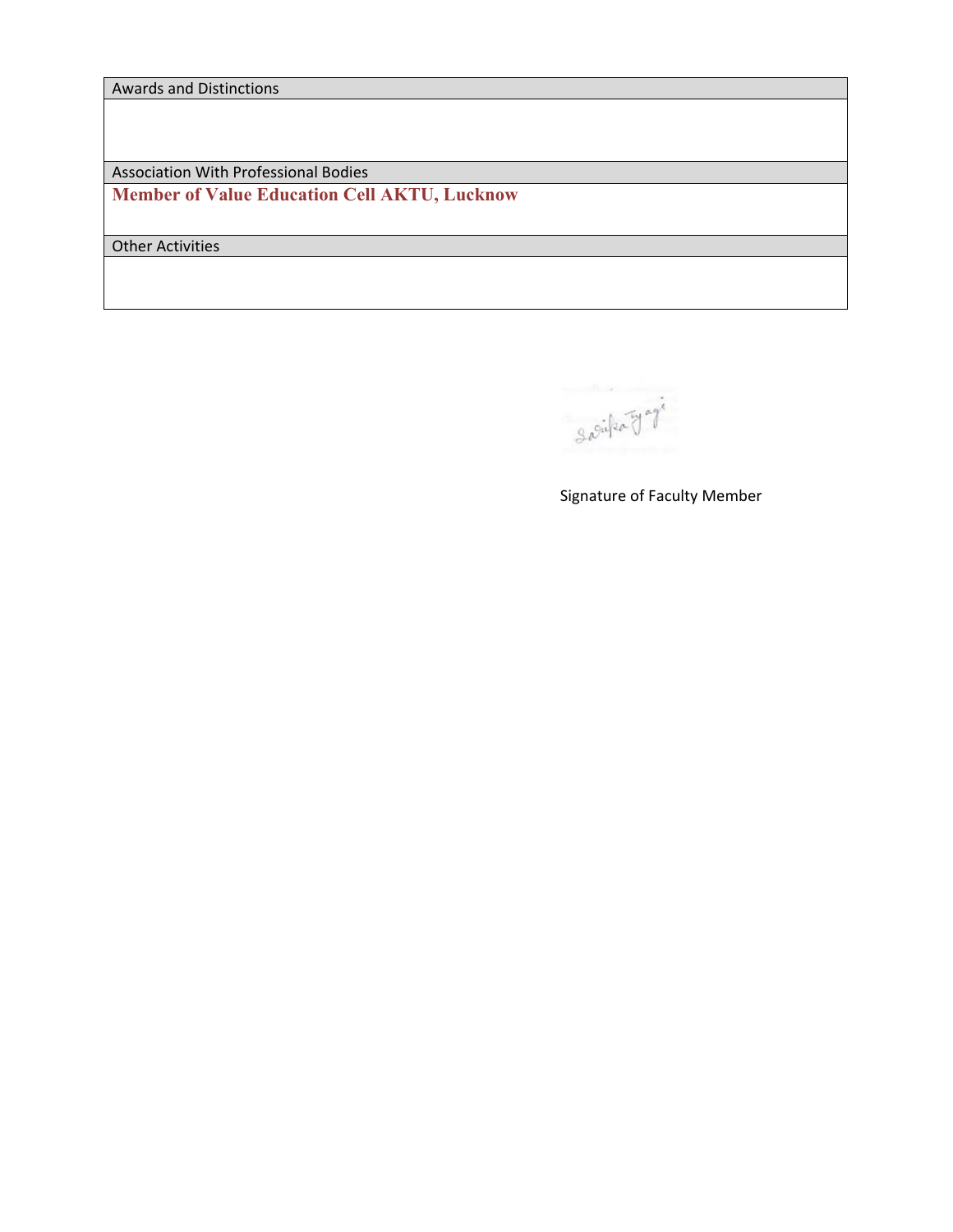| Awards and Distinctions |
| --- |
| |

| Association With Professional Bodies |
| --- |
| **Member of Value Education Cell AKTU, Lucknow** |

| Other Activities |
| --- |
| |

Sarika Tyagi

Signature of Faculty Member